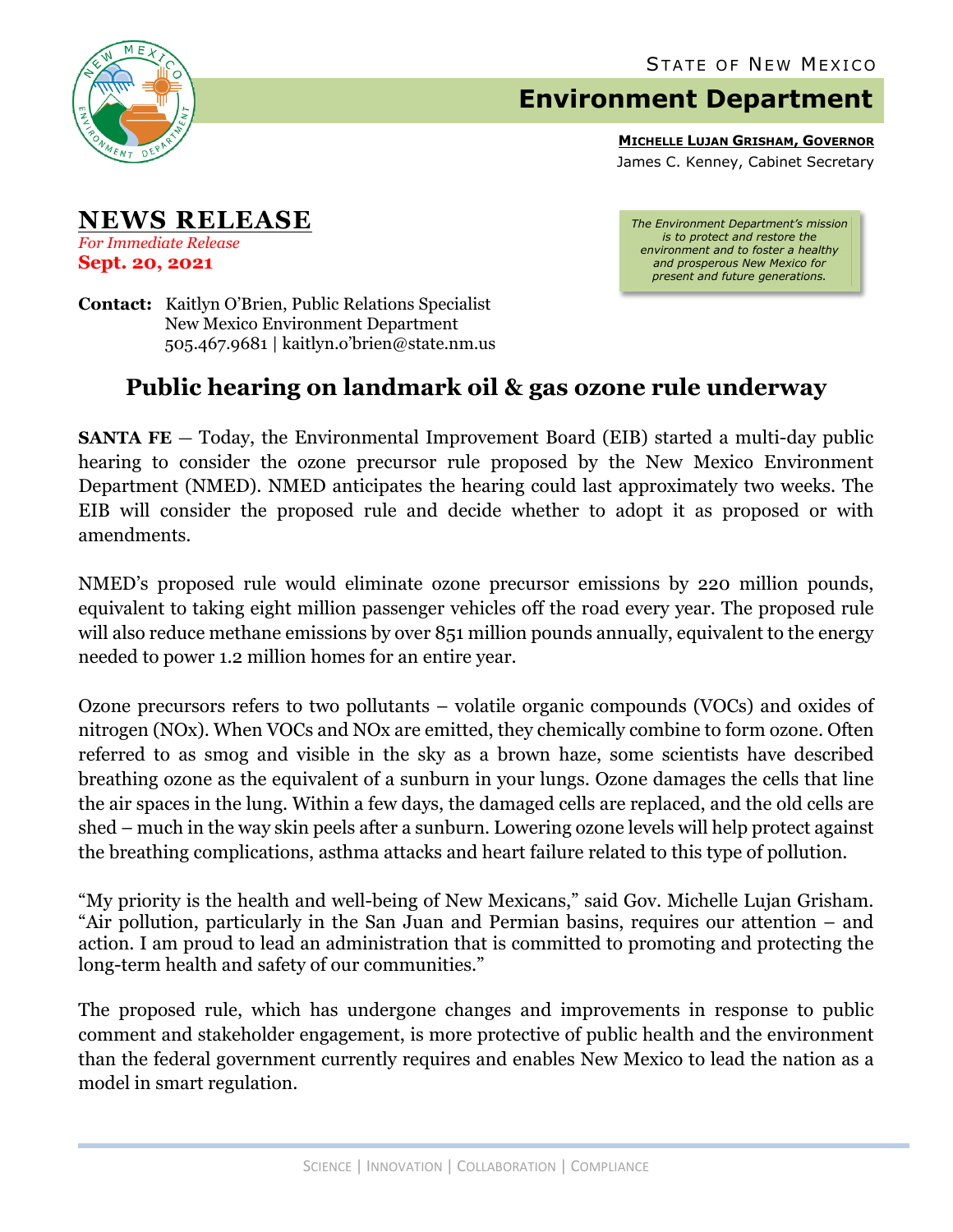STATE OF NEW MEXICO

# Environment Department

**MICHELLE LUJAN GRISHAM, GOVERNOR**
James C. Kenney, Cabinet Secretary

## NEWS RELEASE

*For Immediate Release*
**Sept. 20, 2021**

*The Environment Department's mission is to protect and restore the environment and to foster a healthy and prosperous New Mexico for present and future generations.*

**Contact:** Kaitlyn O'Brien, Public Relations Specialist
New Mexico Environment Department
505.467.9681 | kaitlyn.o'brien@state.nm.us

## Public hearing on landmark oil & gas ozone rule underway

**SANTA FE** – Today, the Environmental Improvement Board (EIB) started a multi-day public hearing to consider the ozone precursor rule proposed by the New Mexico Environment Department (NMED). NMED anticipates the hearing could last approximately two weeks. The EIB will consider the proposed rule and decide whether to adopt it as proposed or with amendments.

NMED's proposed rule would eliminate ozone precursor emissions by 220 million pounds, equivalent to taking eight million passenger vehicles off the road every year. The proposed rule will also reduce methane emissions by over 851 million pounds annually, equivalent to the energy needed to power 1.2 million homes for an entire year.

Ozone precursors refers to two pollutants – volatile organic compounds (VOCs) and oxides of nitrogen (NOx). When VOCs and NOx are emitted, they chemically combine to form ozone. Often referred to as smog and visible in the sky as a brown haze, some scientists have described breathing ozone as the equivalent of a sunburn in your lungs. Ozone damages the cells that line the air spaces in the lung. Within a few days, the damaged cells are replaced, and the old cells are shed – much in the way skin peels after a sunburn. Lowering ozone levels will help protect against the breathing complications, asthma attacks and heart failure related to this type of pollution.

"My priority is the health and well-being of New Mexicans," said Gov. Michelle Lujan Grisham. "Air pollution, particularly in the San Juan and Permian basins, requires our attention – and action. I am proud to lead an administration that is committed to promoting and protecting the long-term health and safety of our communities."

The proposed rule, which has undergone changes and improvements in response to public comment and stakeholder engagement, is more protective of public health and the environment than the federal government currently requires and enables New Mexico to lead the nation as a model in smart regulation.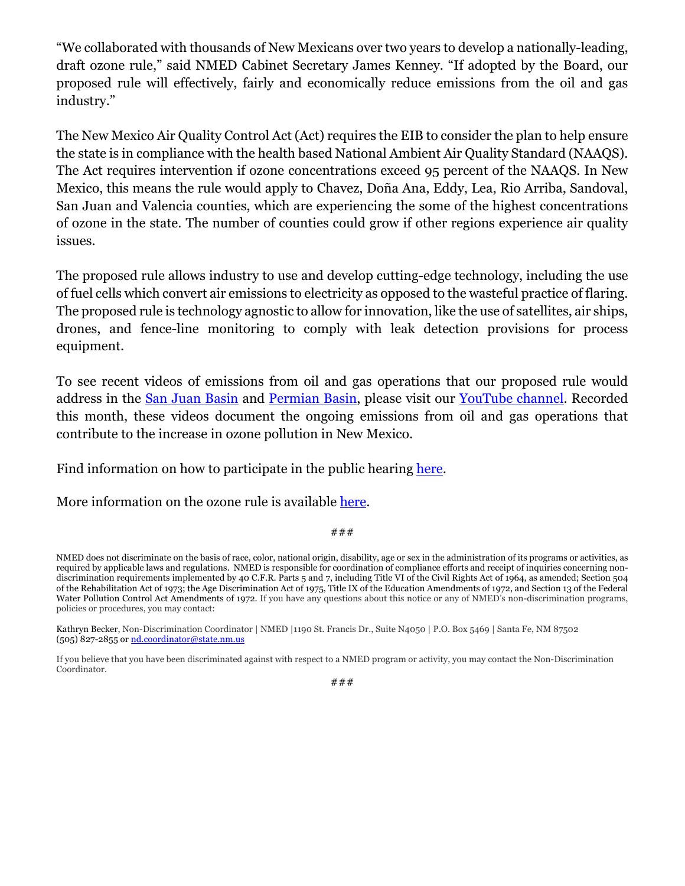"We collaborated with thousands of New Mexicans over two years to develop a nationally-leading, draft ozone rule," said NMED Cabinet Secretary James Kenney. "If adopted by the Board, our proposed rule will effectively, fairly and economically reduce emissions from the oil and gas industry."

The New Mexico Air Quality Control Act (Act) requires the EIB to consider the plan to help ensure the state is in compliance with the health based National Ambient Air Quality Standard (NAAQS). The Act requires intervention if ozone concentrations exceed 95 percent of the NAAQS. In New Mexico, this means the rule would apply to Chavez, Doña Ana, Eddy, Lea, Rio Arriba, Sandoval, San Juan and Valencia counties, which are experiencing the some of the highest concentrations of ozone in the state. The number of counties could grow if other regions experience air quality issues.

The proposed rule allows industry to use and develop cutting-edge technology, including the use of fuel cells which convert air emissions to electricity as opposed to the wasteful practice of flaring. The proposed rule is technology agnostic to allow for innovation, like the use of satellites, air ships, drones, and fence-line monitoring to comply with leak detection provisions for process equipment.

To see recent videos of emissions from oil and gas operations that our proposed rule would address in the San Juan Basin and Permian Basin, please visit our YouTube channel. Recorded this month, these videos document the ongoing emissions from oil and gas operations that contribute to the increase in ozone pollution in New Mexico.

Find information on how to participate in the public hearing here.

More information on the ozone rule is available here.

###

NMED does not discriminate on the basis of race, color, national origin, disability, age or sex in the administration of its programs or activities, as required by applicable laws and regulations. NMED is responsible for coordination of compliance efforts and receipt of inquiries concerning non-discrimination requirements implemented by 40 C.F.R. Parts 5 and 7, including Title VI of the Civil Rights Act of 1964, as amended; Section 504 of the Rehabilitation Act of 1973; the Age Discrimination Act of 1975, Title IX of the Education Amendments of 1972, and Section 13 of the Federal Water Pollution Control Act Amendments of 1972. If you have any questions about this notice or any of NMED's non-discrimination programs, policies or procedures, you may contact:

Kathryn Becker, Non-Discrimination Coordinator | NMED |1190 St. Francis Dr., Suite N4050 | P.O. Box 5469 | Santa Fe, NM 87502
(505) 827-2855 or nd.coordinator@state.nm.us

If you believe that you have been discriminated against with respect to a NMED program or activity, you may contact the Non-Discrimination Coordinator.

###